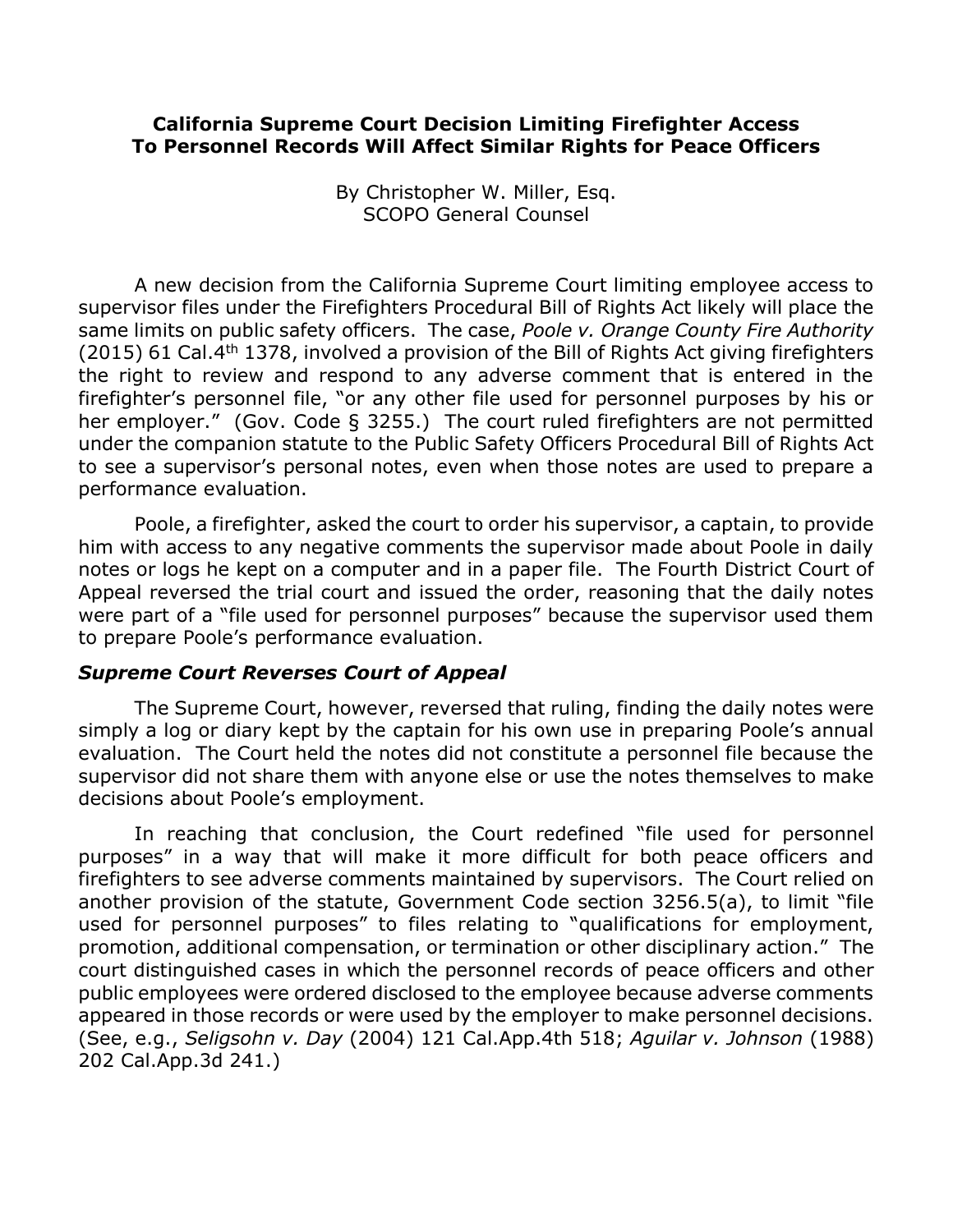**California Supreme Court Decision Limiting Firefighter Access To Personnel Records Will Affect Similar Rights for Peace Officers**

By Christopher W. Miller, Esq.
SCOPO General Counsel

A new decision from the California Supreme Court limiting employee access to supervisor files under the Firefighters Procedural Bill of Rights Act likely will place the same limits on public safety officers. The case, *Poole v. Orange County Fire Authority* (2015) 61 Cal.4th 1378, involved a provision of the Bill of Rights Act giving firefighters the right to review and respond to any adverse comment that is entered in the firefighter's personnel file, "or any other file used for personnel purposes by his or her employer." (Gov. Code § 3255.) The court ruled firefighters are not permitted under the companion statute to the Public Safety Officers Procedural Bill of Rights Act to see a supervisor's personal notes, even when those notes are used to prepare a performance evaluation.

Poole, a firefighter, asked the court to order his supervisor, a captain, to provide him with access to any negative comments the supervisor made about Poole in daily notes or logs he kept on a computer and in a paper file. The Fourth District Court of Appeal reversed the trial court and issued the order, reasoning that the daily notes were part of a "file used for personnel purposes" because the supervisor used them to prepare Poole's performance evaluation.

### *Supreme Court Reverses Court of Appeal*

The Supreme Court, however, reversed that ruling, finding the daily notes were simply a log or diary kept by the captain for his own use in preparing Poole's annual evaluation. The Court held the notes did not constitute a personnel file because the supervisor did not share them with anyone else or use the notes themselves to make decisions about Poole's employment.

In reaching that conclusion, the Court redefined "file used for personnel purposes" in a way that will make it more difficult for both peace officers and firefighters to see adverse comments maintained by supervisors. The Court relied on another provision of the statute, Government Code section 3256.5(a), to limit "file used for personnel purposes" to files relating to "qualifications for employment, promotion, additional compensation, or termination or other disciplinary action." The court distinguished cases in which the personnel records of peace officers and other public employees were ordered disclosed to the employee because adverse comments appeared in those records or were used by the employer to make personnel decisions. (See, e.g., *Seligsohn v. Day* (2004) 121 Cal.App.4th 518; *Aguilar v. Johnson* (1988) 202 Cal.App.3d 241.)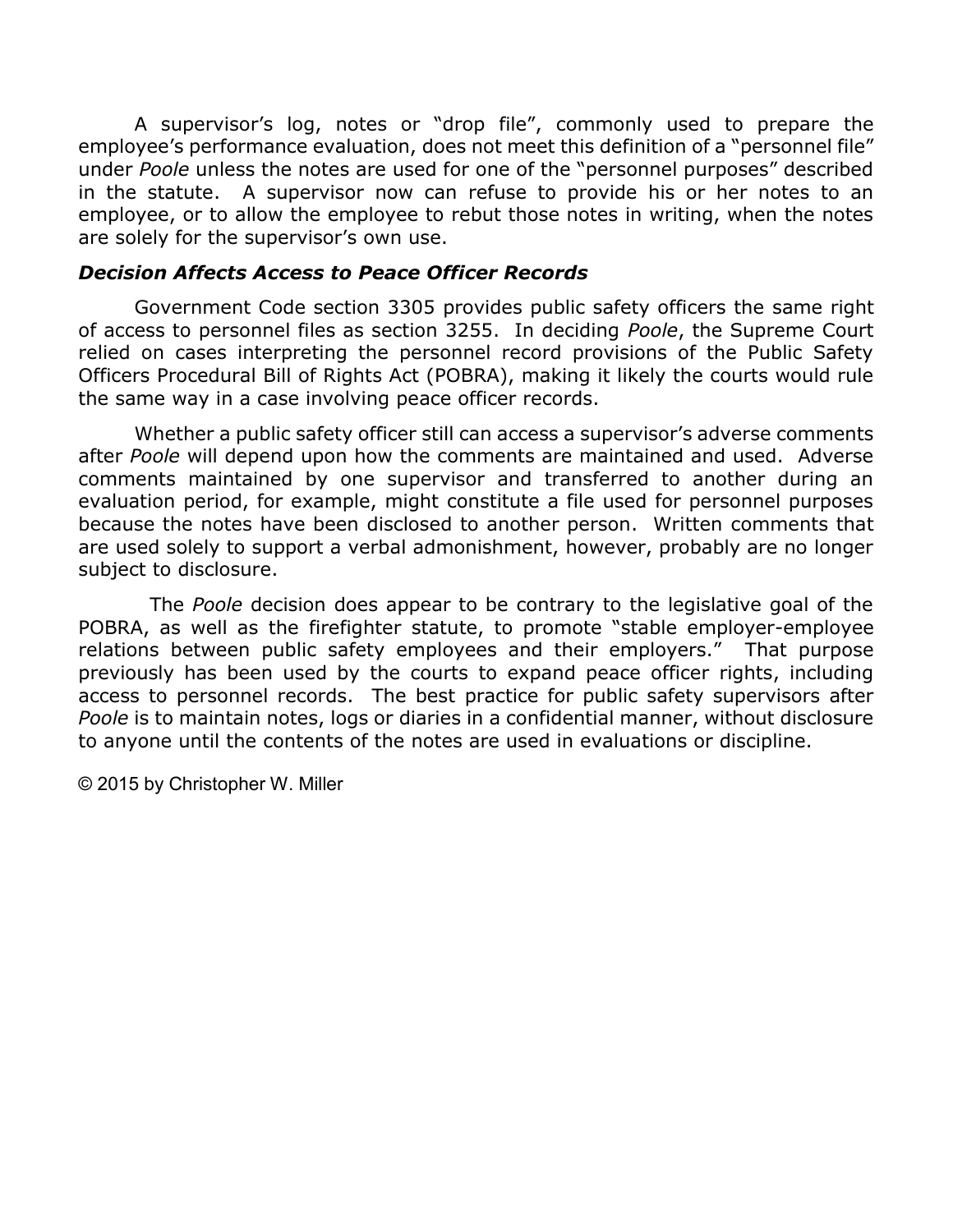A supervisor's log, notes or "drop file", commonly used to prepare the employee's performance evaluation, does not meet this definition of a "personnel file" under *Poole* unless the notes are used for one of the "personnel purposes" described in the statute. A supervisor now can refuse to provide his or her notes to an employee, or to allow the employee to rebut those notes in writing, when the notes are solely for the supervisor's own use.

### *Decision Affects Access to Peace Officer Records*

Government Code section 3305 provides public safety officers the same right of access to personnel files as section 3255. In deciding *Poole*, the Supreme Court relied on cases interpreting the personnel record provisions of the Public Safety Officers Procedural Bill of Rights Act (POBRA), making it likely the courts would rule the same way in a case involving peace officer records.

Whether a public safety officer still can access a supervisor's adverse comments after *Poole* will depend upon how the comments are maintained and used. Adverse comments maintained by one supervisor and transferred to another during an evaluation period, for example, might constitute a file used for personnel purposes because the notes have been disclosed to another person. Written comments that are used solely to support a verbal admonishment, however, probably are no longer subject to disclosure.

The *Poole* decision does appear to be contrary to the legislative goal of the POBRA, as well as the firefighter statute, to promote "stable employer-employee relations between public safety employees and their employers." That purpose previously has been used by the courts to expand peace officer rights, including access to personnel records. The best practice for public safety supervisors after *Poole* is to maintain notes, logs or diaries in a confidential manner, without disclosure to anyone until the contents of the notes are used in evaluations or discipline.

© 2015 by Christopher W. Miller